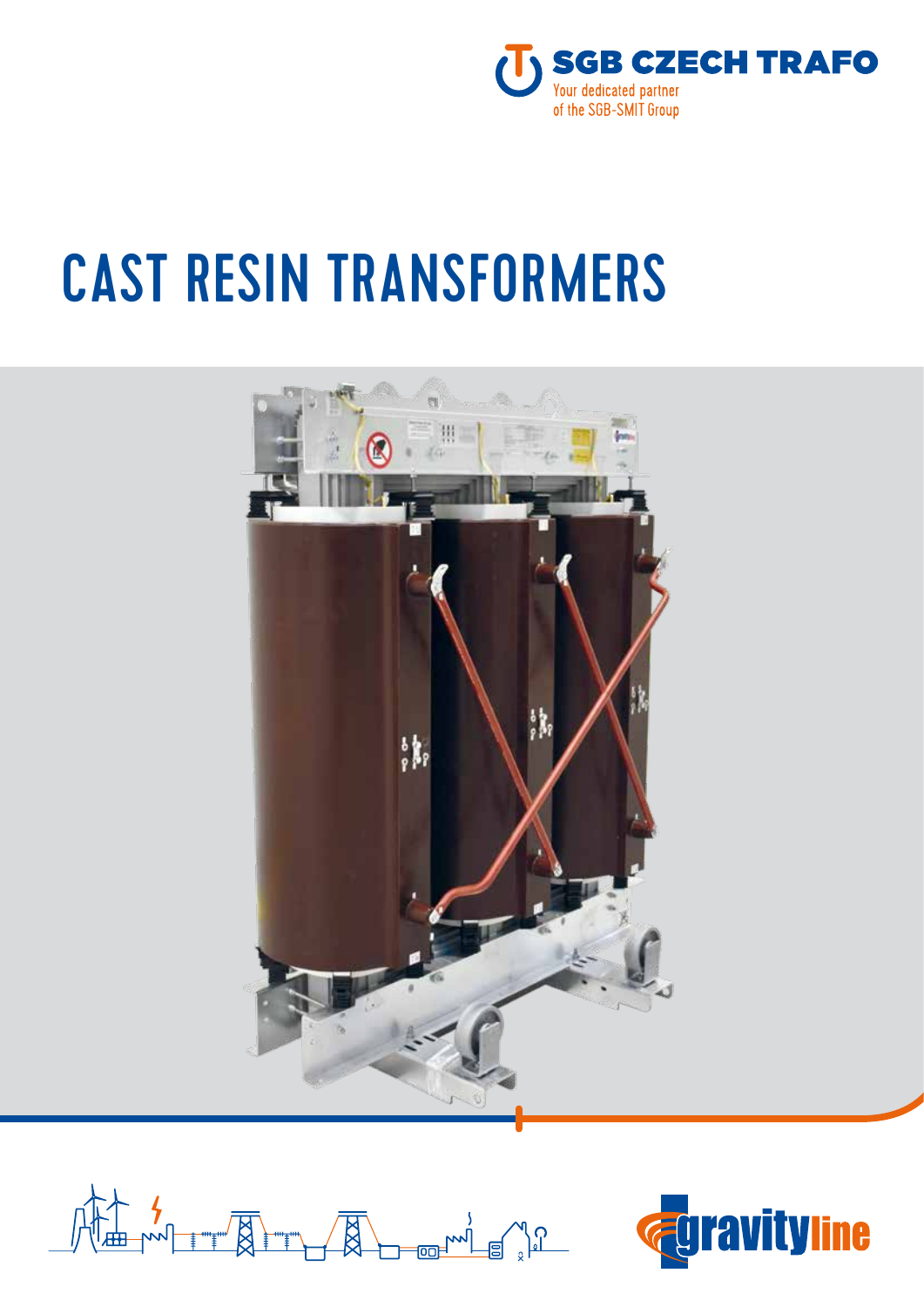SGB CZECH TRAFO

Your dedicated partner of the SGB-SMIT Group

# CAST RESIN TRANSFORMERS

gravityline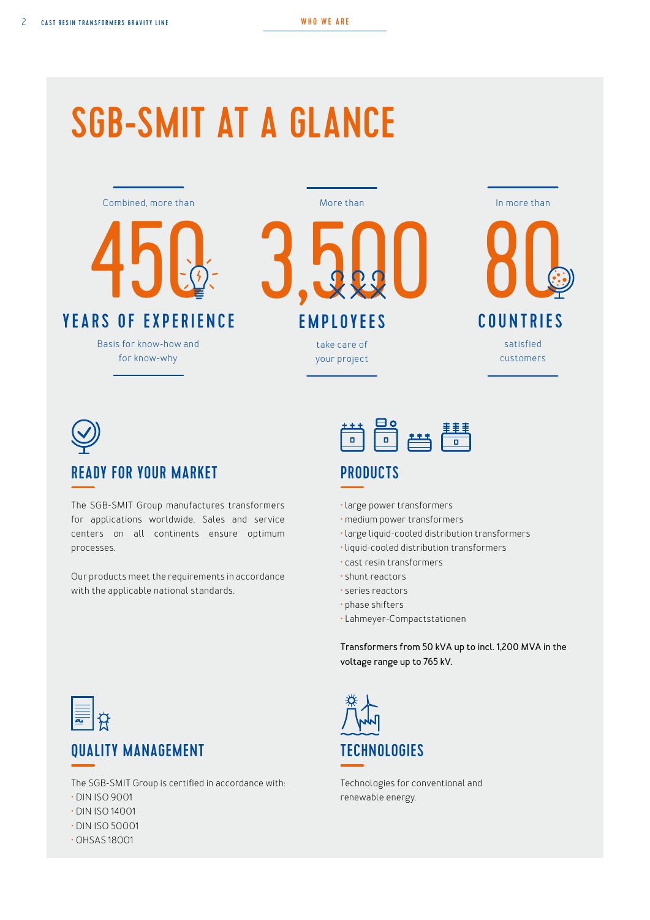# SGB-SMIT AT A GLANCE

Combined, more than

**450**

## YEARS OF EXPERIENCE

Basis for know-how and for know-why

More than

**3,500**

## EMPLOYEES

take care of your project

In more than

**80**

## COUNTRIES

satisfied customers

## READY FOR YOUR MARKET

The SGB-SMIT Group manufactures transformers for applications worldwide. Sales and service centers on all continents ensure optimum processes.

Our products meet the requirements in accordance with the applicable national standards.

## PRODUCTS

- large power transformers
- medium power transformers
- large liquid-cooled distribution transformers
- liquid-cooled distribution transformers
- cast resin transformers
- shunt reactors
- series reactors
- phase shifters
- Lahmeyer-Compactstationen

Transformers from 50 kVA up to incl. 1,200 MVA in the voltage range up to 765 kV.

## QUALITY MANAGEMENT

The SGB-SMIT Group is certified in accordance with:

- DIN ISO 9001
- DIN ISO 14001
- DIN ISO 50001
- OHSAS 18001

## TECHNOLOGIES

Technologies for conventional and renewable energy.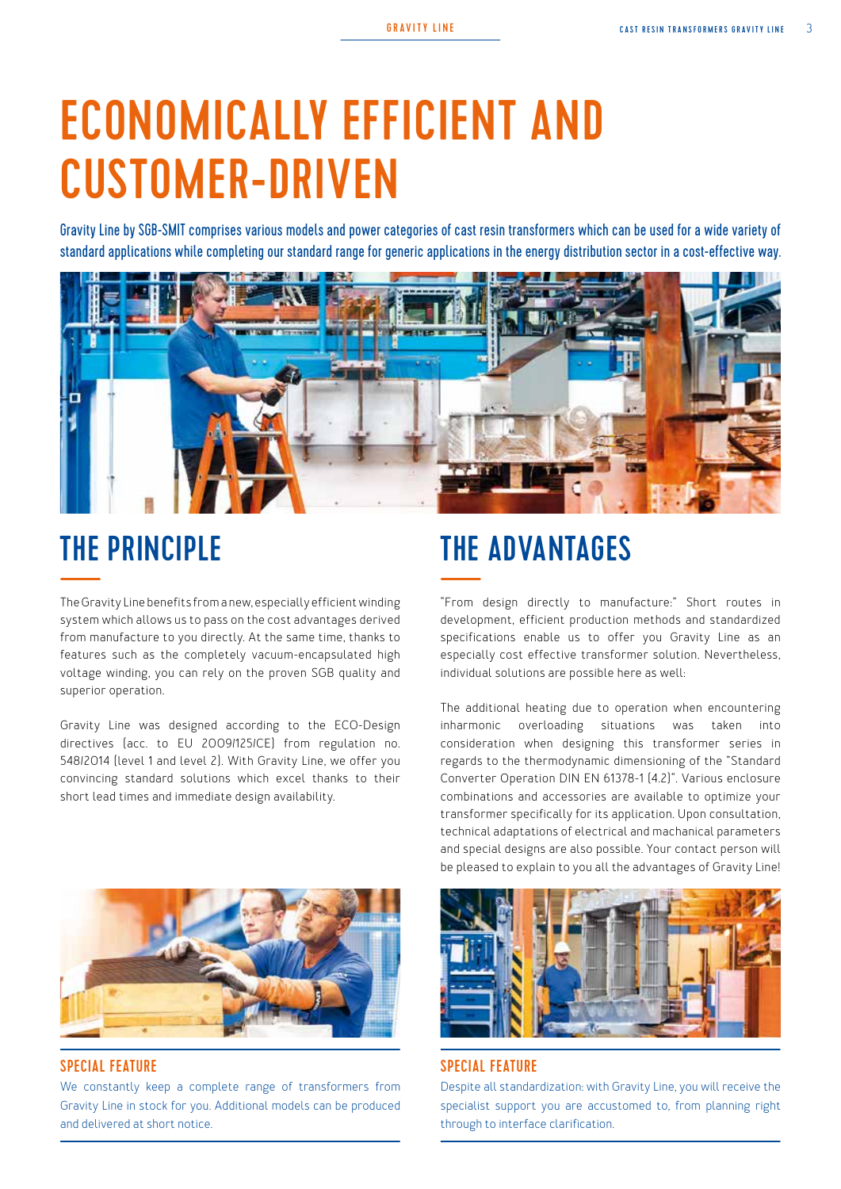# ECONOMICALLY EFFICIENT AND CUSTOMER-DRIVEN

**Gravity Line by SGB-SMIT comprises various models and power categories of cast resin transformers which can be used for a wide variety of standard applications while completing our standard range for generic applications in the energy distribution sector in a cost-effective way.**

## THE PRINCIPLE

The Gravity Line benefits from a new, especially efficient winding system which allows us to pass on the cost advantages derived from manufacture to you directly. At the same time, thanks to features such as the completely vacuum-encapsulated high voltage winding, you can rely on the proven SGB quality and superior operation.

Gravity Line was designed according to the ECO-Design directives (acc. to EU 2009/125/CE) from regulation no. 548/2014 (level 1 and level 2). With Gravity Line, we offer you convincing standard solutions which excel thanks to their short lead times and immediate design availability.

### SPECIAL FEATURE

We constantly keep a complete range of transformers from Gravity Line in stock for you. Additional models can be produced and delivered at short notice.

## THE ADVANTAGES

"From design directly to manufacture:" Short routes in development, efficient production methods and standardized specifications enable us to offer you Gravity Line as an especially cost effective transformer solution. Nevertheless, individual solutions are possible here as well:

The additional heating due to operation when encountering inharmonic overloading situations was taken into consideration when designing this transformer series in regards to the thermodynamic dimensioning of the "Standard Converter Operation DIN EN 61378-1 (4.2)". Various enclosure combinations and accessories are available to optimize your transformer specifically for its application. Upon consultation, technical adaptations of electrical and machanical parameters and special designs are also possible. Your contact person will be pleased to explain to you all the advantages of Gravity Line!

### SPECIAL FEATURE

Despite all standardization: with Gravity Line, you will receive the specialist support you are accustomed to, from planning right through to interface clarification.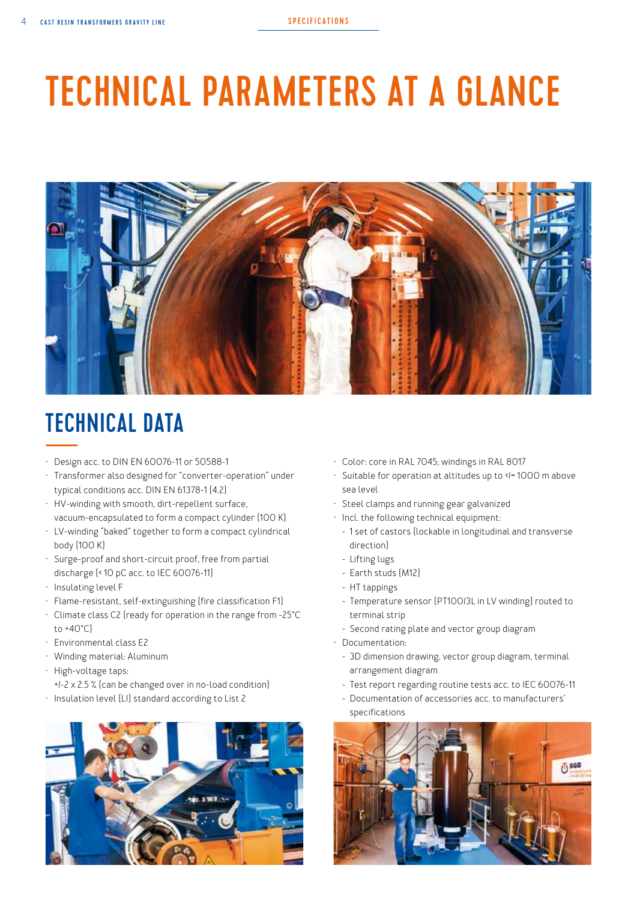# TECHNICAL PARAMETERS AT A GLANCE

## TECHNICAL DATA

- Design acc. to DIN EN 60076-11 or 50588-1
- Transformer also designed for "converter-operation" under typical conditions acc. DIN EN 61378-1 (4.2)
- HV-winding with smooth, dirt-repellent surface, vacuum-encapsulated to form a compact cylinder (100 K)
- LV-winding "baked" together to form a compact cylindrical body (100 K)
- Surge-proof and short-circuit proof, free from partial discharge (< 10 pC acc. to IEC 60076-11)
- Insulating level F
- Flame-resistant, self-extinguishing (fire classification F1)
- Climate class C2 (ready for operation in the range from -25°C to +40°C)
- Environmental class E2
- Winding material: Aluminum
- High-voltage taps:
  +/-2 x 2.5 % (can be changed over in no-load condition)
- Insulation level (LI) standard according to List 2
- Color: core in RAL 7045; windings in RAL 8017
- Suitable for operation at altitudes up to <= 1000 m above sea level
- Steel clamps and running gear galvanized
- Incl. the following technical equipment:
  - 1 set of castors (lockable in longitudinal and transverse direction)
  - Lifting lugs
  - Earth studs (M12)
  - HT tappings
  - Temperature sensor (PT100/3L in LV winding) routed to terminal strip
  - Second rating plate and vector group diagram
- Documentation:
  - 3D dimension drawing, vector group diagram, terminal arrangement diagram
  - Test report regarding routine tests acc. to IEC 60076-11
  - Documentation of accessories acc. to manufacturers' specifications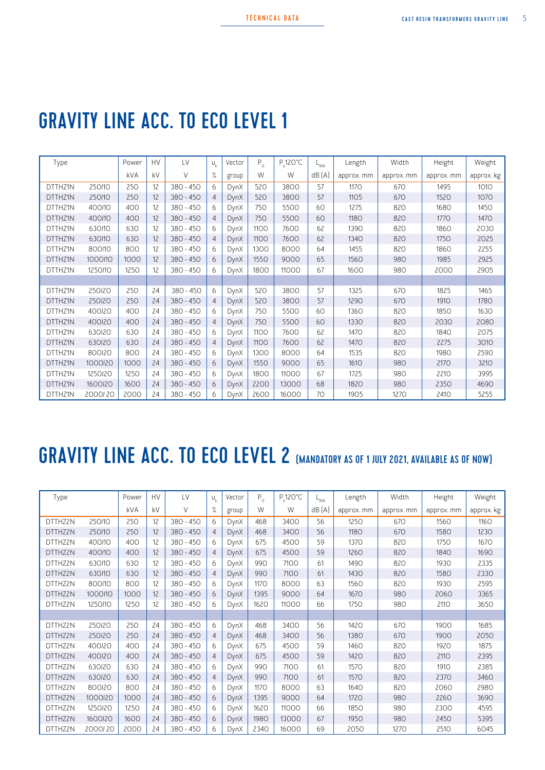# GRAVITY LINE ACC. TO ECO LEVEL 1

| Type | | Power | HV | LV | $u_k$ | Vector | $P_0$ | $P_k$ 120°C | $L_{WA}$ | Length | Width | Height | Weight |
|---|---|---|---|---|---|---|---|---|---|---|---|---|---|
| | | kVA | kV | V | % | group | W | W | dB (A) | approx. mm | approx. mm | approx. mm | approx. kg |
| DTTHZ1N | 250/10 | 250 | 12 | 380 - 450 | 6 | DynX | 520 | 3800 | 57 | 1170 | 670 | 1495 | 1010 |
| DTTHZ1N | 250/10 | 250 | 12 | 380 - 450 | 4 | DynX | 520 | 3800 | 57 | 1105 | 670 | 1520 | 1070 |
| DTTHZ1N | 400/10 | 400 | 12 | 380 - 450 | 6 | DynX | 750 | 5500 | 60 | 1275 | 820 | 1680 | 1450 |
| DTTHZ1N | 400/10 | 400 | 12 | 380 - 450 | 4 | DynX | 750 | 5500 | 60 | 1180 | 820 | 1770 | 1470 |
| DTTHZ1N | 630/10 | 630 | 12 | 380 - 450 | 6 | DynX | 1100 | 7600 | 62 | 1390 | 820 | 1860 | 2030 |
| DTTHZ1N | 630/10 | 630 | 12 | 380 - 450 | 4 | DynX | 1100 | 7600 | 62 | 1340 | 820 | 1750 | 2025 |
| DTTHZ1N | 800/10 | 800 | 12 | 380 - 450 | 6 | DynX | 1300 | 8000 | 64 | 1455 | 820 | 1860 | 2255 |
| DTTHZ1N | 1000/10 | 1000 | 12 | 380 - 450 | 6 | DynX | 1550 | 9000 | 65 | 1560 | 980 | 1985 | 2925 |
| DTTHZ1N | 1250/10 | 1250 | 12 | 380 - 450 | 6 | DynX | 1800 | 11000 | 67 | 1600 | 980 | 2000 | 2905 |
| | | | | | | | | | | | | | |
| DTTHZ1N | 250/20 | 250 | 24 | 380 - 450 | 6 | DynX | 520 | 3800 | 57 | 1325 | 670 | 1825 | 1465 |
| DTTHZ1N | 250/20 | 250 | 24 | 380 - 450 | 4 | DynX | 520 | 3800 | 57 | 1290 | 670 | 1910 | 1780 |
| DTTHZ1N | 400/20 | 400 | 24 | 380 - 450 | 6 | DynX | 750 | 5500 | 60 | 1360 | 820 | 1850 | 1630 |
| DTTHZ1N | 400/20 | 400 | 24 | 380 - 450 | 4 | DynX | 750 | 5500 | 60 | 1330 | 820 | 2030 | 2080 |
| DTTHZ1N | 630/20 | 630 | 24 | 380 - 450 | 6 | DynX | 1100 | 7600 | 62 | 1470 | 820 | 1840 | 2075 |
| DTTHZ1N | 630/20 | 630 | 24 | 380 - 450 | 4 | DynX | 1100 | 7600 | 62 | 1470 | 820 | 2275 | 3010 |
| DTTHZ1N | 800/20 | 800 | 24 | 380 - 450 | 6 | DynX | 1300 | 8000 | 64 | 1535 | 820 | 1980 | 2590 |
| DTTHZ1N | 1000/20 | 1000 | 24 | 380 - 450 | 6 | DynX | 1550 | 9000 | 65 | 1610 | 980 | 2170 | 3210 |
| DTTHZ1N | 1250/20 | 1250 | 24 | 380 - 450 | 6 | DynX | 1800 | 11000 | 67 | 1725 | 980 | 2210 | 3995 |
| DTTHZ1N | 1600/20 | 1600 | 24 | 380 - 450 | 6 | DynX | 2200 | 13000 | 68 | 1820 | 980 | 2350 | 4690 |
| DTTHZ1N | 2000/ 20 | 2000 | 24 | 380 - 450 | 6 | DynX | 2600 | 16000 | 70 | 1905 | 1270 | 2410 | 5255 |

# GRAVITY LINE ACC. TO ECO LEVEL 2 (MANDATORY AS OF 1 JULY 2021, AVAILABLE AS OF NOW)

| Type | | Power | HV | LV | $u_k$ | Vector | $P_0$ | $P_k$ 120°C | $L_{WA}$ | Length | Width | Height | Weight |
|---|---|---|---|---|---|---|---|---|---|---|---|---|---|
| | | kVA | kV | V | % | group | W | W | dB (A) | approx. mm | approx. mm | approx. mm | approx. kg |
| DTTHZ2N | 250/10 | 250 | 12 | 380 - 450 | 6 | DynX | 468 | 3400 | 56 | 1250 | 670 | 1560 | 1160 |
| DTTHZ2N | 250/10 | 250 | 12 | 380 - 450 | 4 | DynX | 468 | 3400 | 56 | 1180 | 670 | 1580 | 1230 |
| DTTHZ2N | 400/10 | 400 | 12 | 380 - 450 | 6 | DynX | 675 | 4500 | 59 | 1370 | 820 | 1750 | 1670 |
| DTTHZ2N | 400/10 | 400 | 12 | 380 - 450 | 4 | DynX | 675 | 4500 | 59 | 1260 | 820 | 1840 | 1690 |
| DTTHZ2N | 630/10 | 630 | 12 | 380 - 450 | 6 | DynX | 990 | 7100 | 61 | 1490 | 820 | 1930 | 2335 |
| DTTHZ2N | 630/10 | 630 | 12 | 380 - 450 | 4 | DynX | 990 | 7100 | 61 | 1430 | 820 | 1580 | 2330 |
| DTTHZ2N | 800/10 | 800 | 12 | 380 - 450 | 6 | DynX | 1170 | 8000 | 63 | 1560 | 820 | 1930 | 2595 |
| DTTHZ2N | 1000/10 | 1000 | 12 | 380 - 450 | 6 | DynX | 1395 | 9000 | 64 | 1670 | 980 | 2060 | 3365 |
| DTTHZ2N | 1250/10 | 1250 | 12 | 380 - 450 | 6 | DynX | 1620 | 11000 | 66 | 1750 | 980 | 2110 | 3650 |
| | | | | | | | | | | | | | |
| DTTHZ2N | 250/20 | 250 | 24 | 380 - 450 | 6 | DynX | 468 | 3400 | 56 | 1420 | 670 | 1900 | 1685 |
| DTTHZ2N | 250/20 | 250 | 24 | 380 - 450 | 4 | DynX | 468 | 3400 | 56 | 1380 | 670 | 1900 | 2050 |
| DTTHZ2N | 400/20 | 400 | 24 | 380 - 450 | 6 | DynX | 675 | 4500 | 59 | 1460 | 820 | 1920 | 1875 |
| DTTHZ2N | 400/20 | 400 | 24 | 380 - 450 | 4 | DynX | 675 | 4500 | 59 | 1420 | 820 | 2110 | 2395 |
| DTTHZ2N | 630/20 | 630 | 24 | 380 - 450 | 6 | DynX | 990 | 7100 | 61 | 1570 | 820 | 1910 | 2385 |
| DTTHZ2N | 630/20 | 630 | 24 | 380 - 450 | 4 | DynX | 990 | 7100 | 61 | 1570 | 820 | 2370 | 3460 |
| DTTHZ2N | 800/20 | 800 | 24 | 380 - 450 | 6 | DynX | 1170 | 8000 | 63 | 1640 | 820 | 2060 | 2980 |
| DTTHZ2N | 1000/20 | 1000 | 24 | 380 - 450 | 6 | DynX | 1395 | 9000 | 64 | 1720 | 980 | 2260 | 3690 |
| DTTHZ2N | 1250/20 | 1250 | 24 | 380 - 450 | 6 | DynX | 1620 | 11000 | 66 | 1850 | 980 | 2300 | 4595 |
| DTTHZ2N | 1600/20 | 1600 | 24 | 380 - 450 | 6 | DynX | 1980 | 13000 | 67 | 1950 | 980 | 2450 | 5395 |
| DTTHZ2N | 2000/ 20 | 2000 | 24 | 380 - 450 | 6 | DynX | 2340 | 16000 | 69 | 2050 | 1270 | 2510 | 6045 |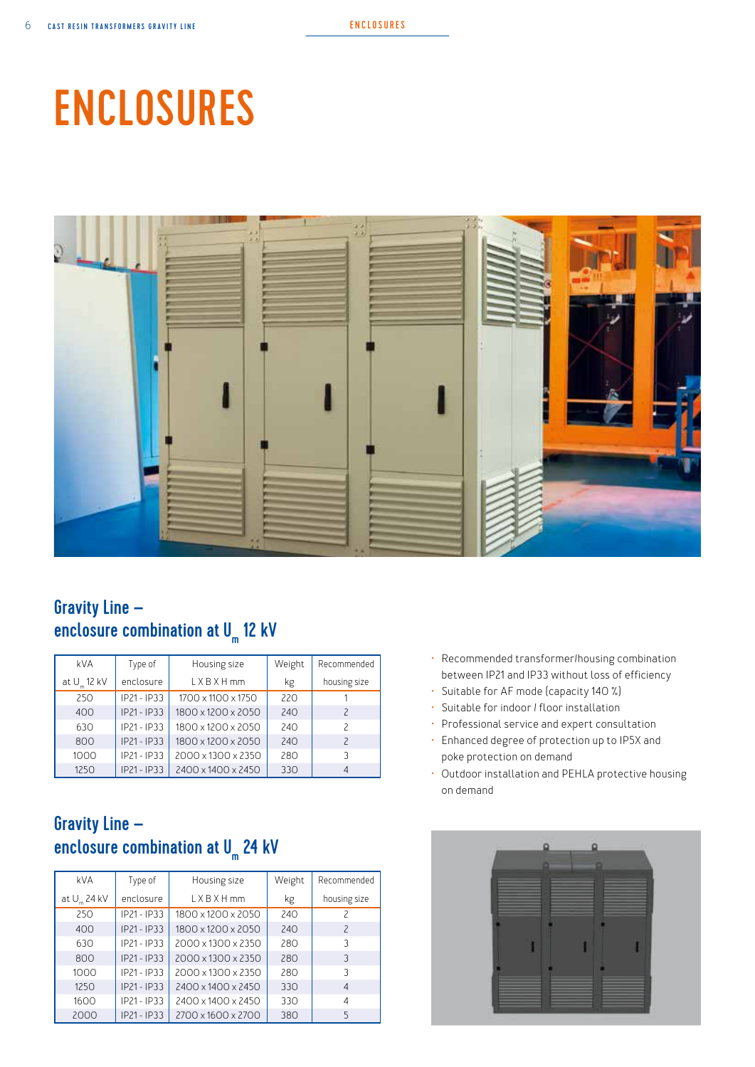# ENCLOSURES

## Gravity Line – enclosure combination at $U_m$ 12 kV

| kVA at $U_m$ 12 kV | Type of enclosure | Housing size L X B X H mm | Weight kg | Recommended housing size |
|---|---|---|---|---|
| 250 | IP21 - IP33 | 1700 x 1100 x 1750 | 220 | 1 |
| 400 | IP21 - IP33 | 1800 x 1200 x 2050 | 240 | 2 |
| 630 | IP21 - IP33 | 1800 x 1200 x 2050 | 240 | 2 |
| 800 | IP21 - IP33 | 1800 x 1200 x 2050 | 240 | 2 |
| 1000 | IP21 - IP33 | 2000 x 1300 x 2350 | 280 | 3 |
| 1250 | IP21 - IP33 | 2400 x 1400 x 2450 | 330 | 4 |

- Recommended transformer/housing combination between IP21 and IP33 without loss of efficiency
- Suitable for AF mode (capacity 140 %)
- Suitable for indoor / floor installation
- Professional service and expert consultation
- Enhanced degree of protection up to IP5X and poke protection on demand
- Outdoor installation and PEHLA protective housing on demand

## Gravity Line – enclosure combination at $U_m$ 24 kV

| kVA at $U_m$ 24 kV | Type of enclosure | Housing size L X B X H mm | Weight kg | Recommended housing size |
|---|---|---|---|---|
| 250 | IP21 - IP33 | 1800 x 1200 x 2050 | 240 | 2 |
| 400 | IP21 - IP33 | 1800 x 1200 x 2050 | 240 | 2 |
| 630 | IP21 - IP33 | 2000 x 1300 x 2350 | 280 | 3 |
| 800 | IP21 - IP33 | 2000 x 1300 x 2350 | 280 | 3 |
| 1000 | IP21 - IP33 | 2000 x 1300 x 2350 | 280 | 3 |
| 1250 | IP21 - IP33 | 2400 x 1400 x 2450 | 330 | 4 |
| 1600 | IP21 - IP33 | 2400 x 1400 x 2450 | 330 | 4 |
| 2000 | IP21 - IP33 | 2700 x 1600 x 2700 | 380 | 5 |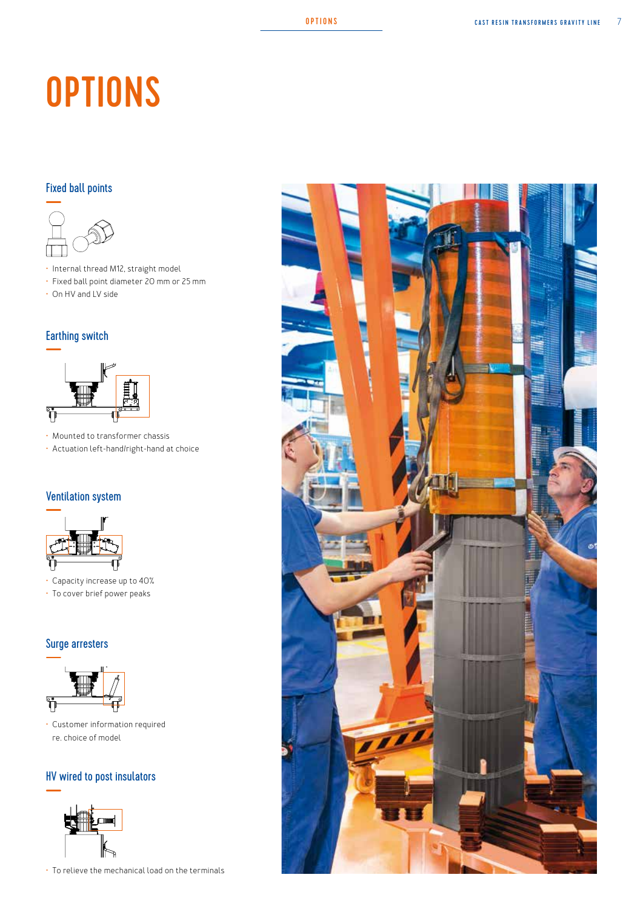# OPTIONS

## Fixed ball points

- Internal thread M12, straight model
- Fixed ball point diameter 20 mm or 25 mm
- On HV and LV side

## Earthing switch

- Mounted to transformer chassis
- Actuation left-hand/right-hand at choice

## Ventilation system

- Capacity increase up to 40%
- To cover brief power peaks

## Surge arresters

- Customer information required re. choice of model

## HV wired to post insulators

- To relieve the mechanical load on the terminals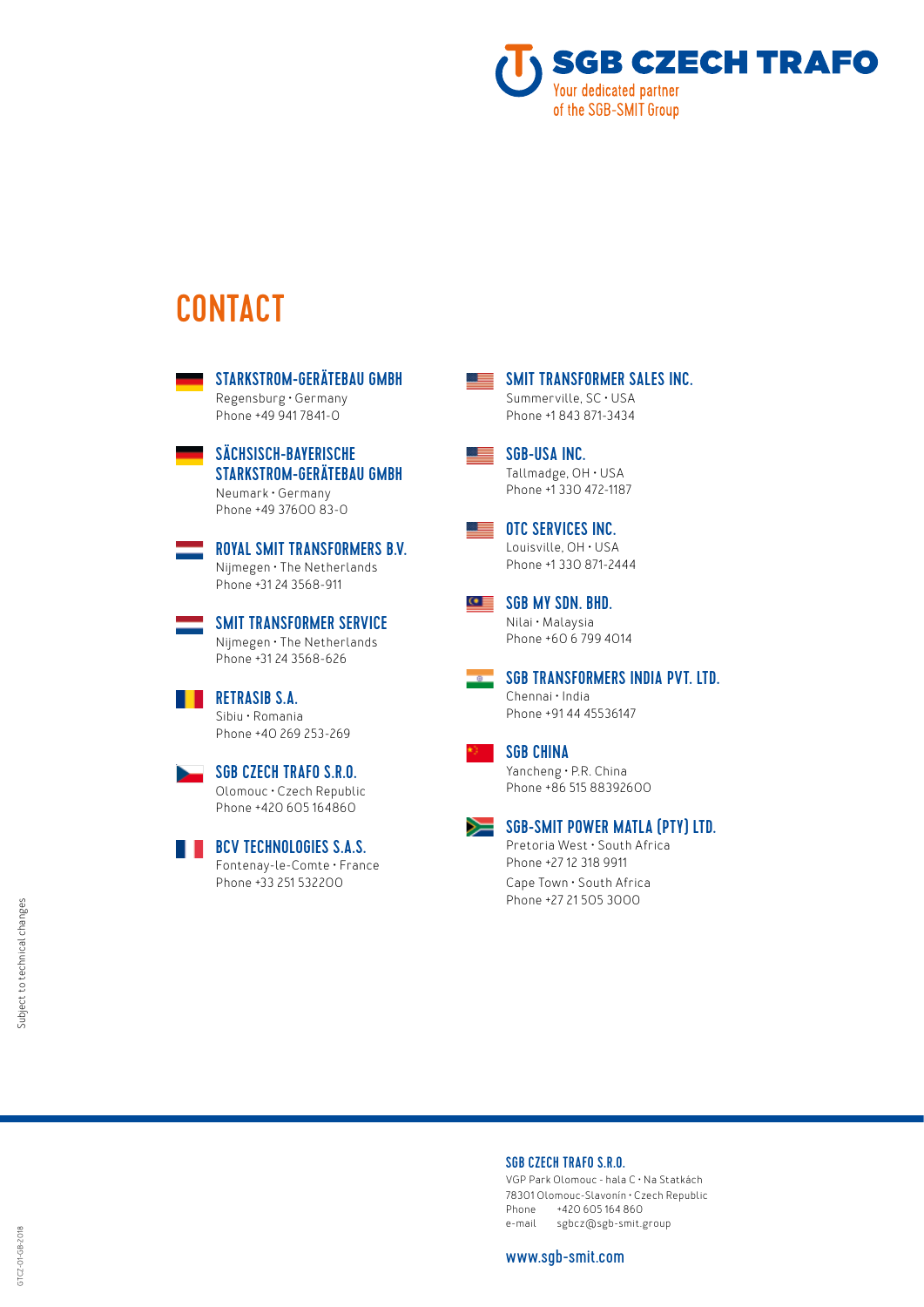SGB CZECH TRAFO

Your dedicated partner of the SGB-SMIT Group

# CONTACT

### STARKSTROM-GERÄTEBAU GMBH
Regensburg • Germany
Phone +49 941 7841-0

### SÄCHSISCH-BAYERISCHE STARKSTROM-GERÄTEBAU GMBH
Neumark • Germany
Phone +49 37600 83-0

### ROYAL SMIT TRANSFORMERS B.V.
Nijmegen • The Netherlands
Phone +31 24 3568-911

### SMIT TRANSFORMER SERVICE
Nijmegen • The Netherlands
Phone +31 24 3568-626

### RETRASIB S.A.
Sibiu • Romania
Phone +40 269 253-269

### SGB CZECH TRAFO S.R.O.
Olomouc • Czech Republic
Phone +420 605 164860

### BCV TECHNOLOGIES S.A.S.
Fontenay-le-Comte • France
Phone +33 251 532200

### SMIT TRANSFORMER SALES INC.
Summerville, SC • USA
Phone +1 843 871-3434

### SGB-USA INC.
Tallmadge, OH • USA
Phone +1 330 472-1187

### OTC SERVICES INC.
Louisville, OH • USA
Phone +1 330 871-2444

### SGB MY SDN. BHD.
Nilai • Malaysia
Phone +60 6 799 4014

### SGB TRANSFORMERS INDIA PVT. LTD.
Chennai • India
Phone +91 44 45536147

### SGB CHINA
Yancheng • P.R. China
Phone +86 515 88392600

### SGB-SMIT POWER MATLA (PTY) LTD.
Pretoria West • South Africa
Phone +27 12 318 9911

Cape Town • South Africa
Phone +27 21 505 3000

Subject to technical changes

### SGB CZECH TRAFO S.R.O.
VGP Park Olomouc - hala C • Na Statkách
78301 Olomouc-Slavonín • Czech Republic
Phone +420 605 164 860
e-mail sgbcz@sgb-smit.group

www.sgb-smit.com

GTCZ-01-GB-2018